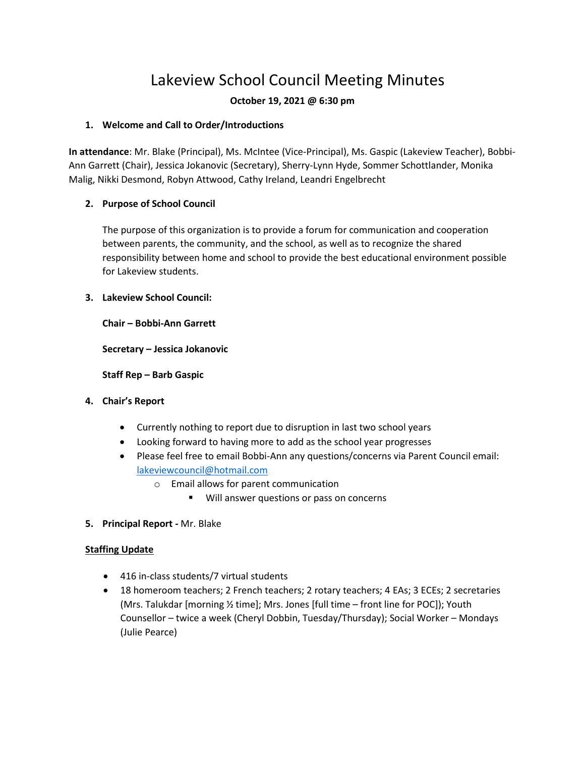# Lakeview School Council Meeting Minutes

**October 19, 2021 @ 6:30 pm**

1. **Welcome and Call to Order/Introductions**

**In attendance**: Mr. Blake (Principal), Ms. McIntee (Vice-Principal), Ms. Gaspic (Lakeview Teacher), Bobbi-Ann Garrett (Chair), Jessica Jokanovic (Secretary), Sherry-Lynn Hyde, Sommer Schottlander, Monika Malig, Nikki Desmond, Robyn Attwood, Cathy Ireland, Leandri Engelbrecht

2. **Purpose of School Council**

   The purpose of this organization is to provide a forum for communication and cooperation between parents, the community, and the school, as well as to recognize the shared responsibility between home and school to provide the best educational environment possible for Lakeview students.

3. **Lakeview School Council:**

   **Chair – Bobbi-Ann Garrett**

   **Secretary – Jessica Jokanovic**

   **Staff Rep – Barb Gaspic**

4. **Chair's Report**

   - Currently nothing to report due to disruption in last two school years
   - Looking forward to having more to add as the school year progresses
   - Please feel free to email Bobbi-Ann any questions/concerns via Parent Council email: lakeviewcouncil@hotmail.com
     - Email allows for parent communication
       - Will answer questions or pass on concerns

5. **Principal Report -** Mr. Blake

**Staffing Update**

- 416 in-class students/7 virtual students
- 18 homeroom teachers; 2 French teachers; 2 rotary teachers; 4 EAs; 3 ECEs; 2 secretaries (Mrs. Talukdar [morning ½ time]; Mrs. Jones [full time – front line for POC]); Youth Counsellor – twice a week (Cheryl Dobbin, Tuesday/Thursday); Social Worker – Mondays (Julie Pearce)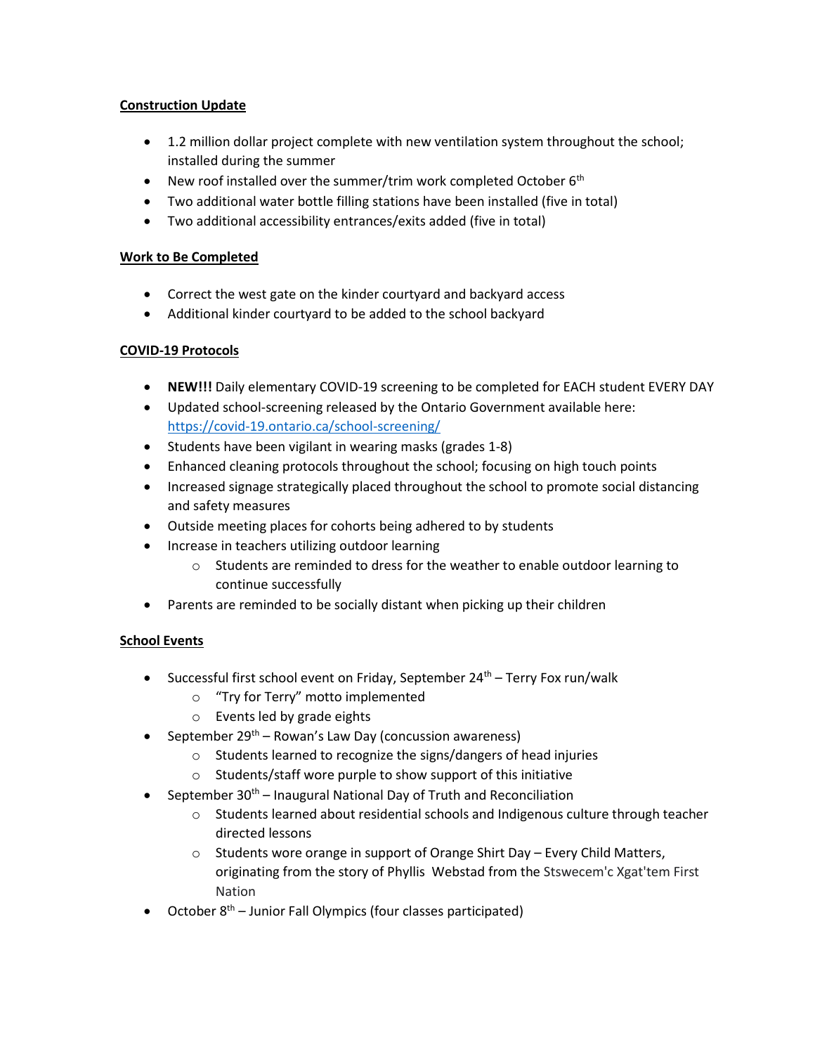**Construction Update**

- 1.2 million dollar project complete with new ventilation system throughout the school; installed during the summer
- New roof installed over the summer/trim work completed October 6th
- Two additional water bottle filling stations have been installed (five in total)
- Two additional accessibility entrances/exits added (five in total)

**Work to Be Completed**

- Correct the west gate on the kinder courtyard and backyard access
- Additional kinder courtyard to be added to the school backyard

**COVID-19 Protocols**

- **NEW!!!** Daily elementary COVID-19 screening to be completed for EACH student EVERY DAY
- Updated school-screening released by the Ontario Government available here: https://covid-19.ontario.ca/school-screening/
- Students have been vigilant in wearing masks (grades 1-8)
- Enhanced cleaning protocols throughout the school; focusing on high touch points
- Increased signage strategically placed throughout the school to promote social distancing and safety measures
- Outside meeting places for cohorts being adhered to by students
- Increase in teachers utilizing outdoor learning
    - Students are reminded to dress for the weather to enable outdoor learning to continue successfully
- Parents are reminded to be socially distant when picking up their children

**School Events**

- Successful first school event on Friday, September 24th – Terry Fox run/walk
    - "Try for Terry" motto implemented
    - Events led by grade eights
- September 29th – Rowan's Law Day (concussion awareness)
    - Students learned to recognize the signs/dangers of head injuries
    - Students/staff wore purple to show support of this initiative
- September 30th – Inaugural National Day of Truth and Reconciliation
    - Students learned about residential schools and Indigenous culture through teacher directed lessons
    - Students wore orange in support of Orange Shirt Day – Every Child Matters, originating from the story of Phyllis Webstad from the Stswecem'c Xgat'tem First Nation
- October 8th – Junior Fall Olympics (four classes participated)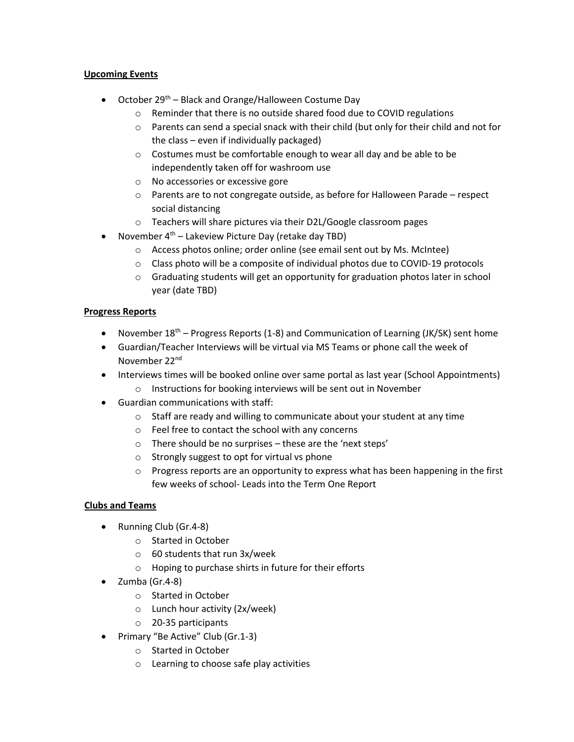**Upcoming Events**

- October 29th – Black and Orange/Halloween Costume Day
  - Reminder that there is no outside shared food due to COVID regulations
  - Parents can send a special snack with their child (but only for their child and not for the class – even if individually packaged)
  - Costumes must be comfortable enough to wear all day and be able to be independently taken off for washroom use
  - No accessories or excessive gore
  - Parents are to not congregate outside, as before for Halloween Parade – respect social distancing
  - Teachers will share pictures via their D2L/Google classroom pages
- November 4th – Lakeview Picture Day (retake day TBD)
  - Access photos online; order online (see email sent out by Ms. McIntee)
  - Class photo will be a composite of individual photos due to COVID-19 protocols
  - Graduating students will get an opportunity for graduation photos later in school year (date TBD)

**Progress Reports**

- November 18th – Progress Reports (1-8) and Communication of Learning (JK/SK) sent home
- Guardian/Teacher Interviews will be virtual via MS Teams or phone call the week of November 22nd
- Interviews times will be booked online over same portal as last year (School Appointments)
  - Instructions for booking interviews will be sent out in November
- Guardian communications with staff:
  - Staff are ready and willing to communicate about your student at any time
  - Feel free to contact the school with any concerns
  - There should be no surprises – these are the 'next steps'
  - Strongly suggest to opt for virtual vs phone
  - Progress reports are an opportunity to express what has been happening in the first few weeks of school- Leads into the Term One Report

**Clubs and Teams**

- Running Club (Gr.4-8)
  - Started in October
  - 60 students that run 3x/week
  - Hoping to purchase shirts in future for their efforts
- Zumba (Gr.4-8)
  - Started in October
  - Lunch hour activity (2x/week)
  - 20-35 participants
- Primary "Be Active" Club (Gr.1-3)
  - Started in October
  - Learning to choose safe play activities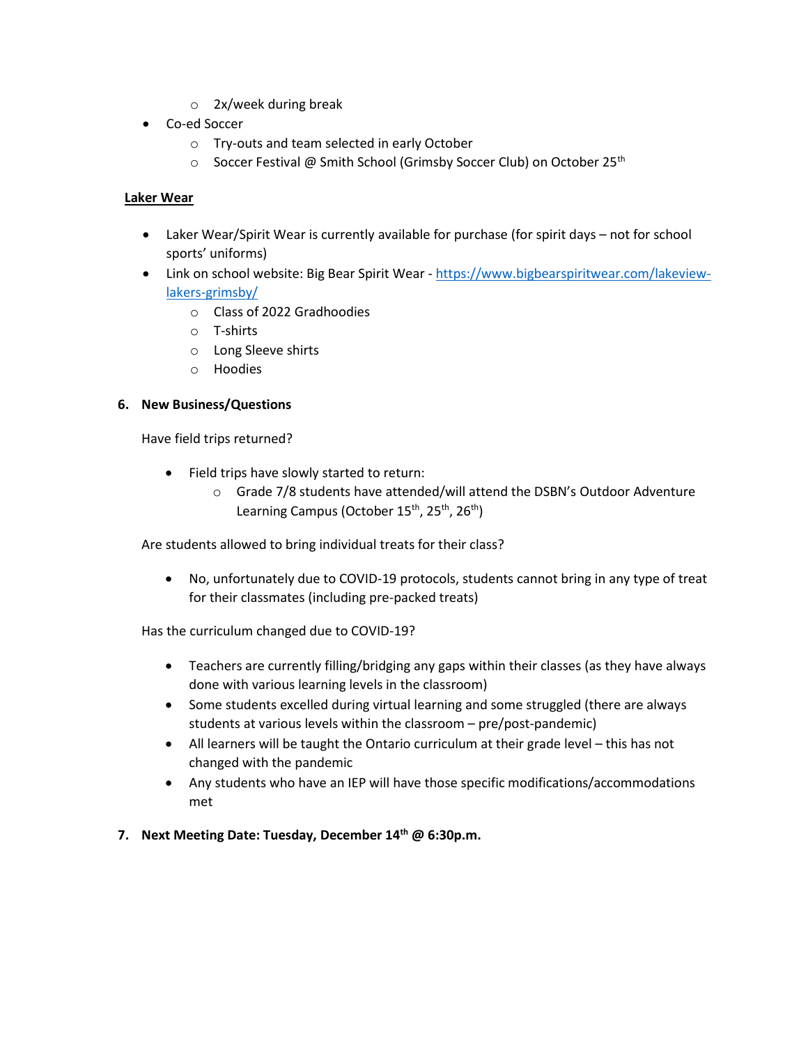- 2x/week during break
- Co-ed Soccer
   - Try-outs and team selected in early October
   - Soccer Festival @ Smith School (Grimsby Soccer Club) on October 25th

**Laker Wear**

- Laker Wear/Spirit Wear is currently available for purchase (for spirit days – not for school sports' uniforms)
- Link on school website: Big Bear Spirit Wear - https://www.bigbearspiritwear.com/lakeview-lakers-grimsby/
   - Class of 2022 Gradhoodies
   - T-shirts
   - Long Sleeve shirts
   - Hoodies

**6. New Business/Questions**

Have field trips returned?

- Field trips have slowly started to return:
   - Grade 7/8 students have attended/will attend the DSBN's Outdoor Adventure Learning Campus (October 15th, 25th, 26th)

Are students allowed to bring individual treats for their class?

- No, unfortunately due to COVID-19 protocols, students cannot bring in any type of treat for their classmates (including pre-packed treats)

Has the curriculum changed due to COVID-19?

- Teachers are currently filling/bridging any gaps within their classes (as they have always done with various learning levels in the classroom)
- Some students excelled during virtual learning and some struggled (there are always students at various levels within the classroom – pre/post-pandemic)
- All learners will be taught the Ontario curriculum at their grade level – this has not changed with the pandemic
- Any students who have an IEP will have those specific modifications/accommodations met

**7. Next Meeting Date: Tuesday, December 14th @ 6:30p.m.**